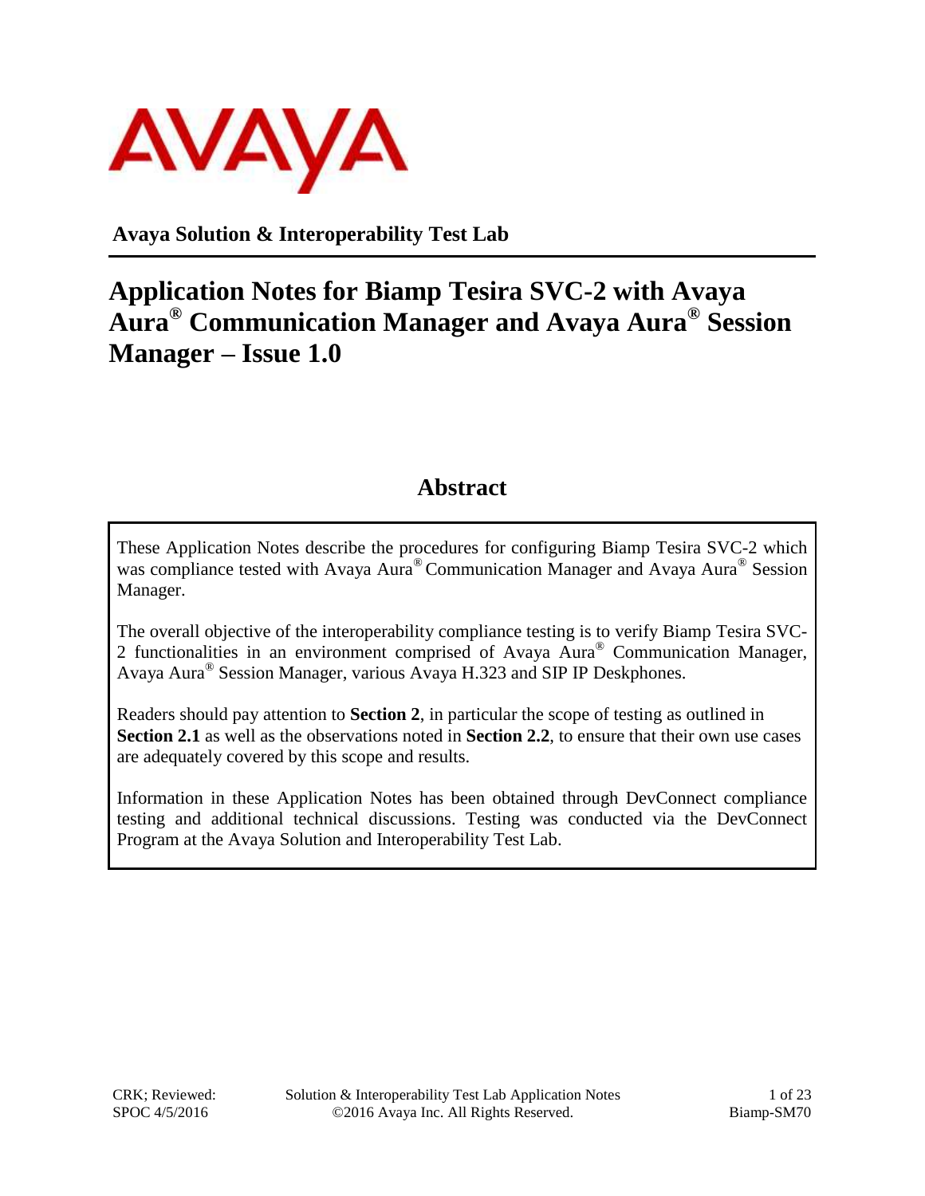**Avaya Solution & Interoperability Test Lab**

# Application Notes for Biamp Tesira SVC-2 with Avaya Aura® Communication Manager and Avaya Aura® Session Manager – Issue 1.0

## Abstract

These Application Notes describe the procedures for configuring Biamp Tesira SVC-2 which was compliance tested with Avaya Aura® Communication Manager and Avaya Aura® Session Manager.

The overall objective of the interoperability compliance testing is to verify Biamp Tesira SVC-2 functionalities in an environment comprised of Avaya Aura® Communication Manager, Avaya Aura® Session Manager, various Avaya H.323 and SIP IP Deskphones.

Readers should pay attention to **Section 2**, in particular the scope of testing as outlined in **Section 2.1** as well as the observations noted in **Section 2.2**, to ensure that their own use cases are adequately covered by this scope and results.

Information in these Application Notes has been obtained through DevConnect compliance testing and additional technical discussions. Testing was conducted via the DevConnect Program at the Avaya Solution and Interoperability Test Lab.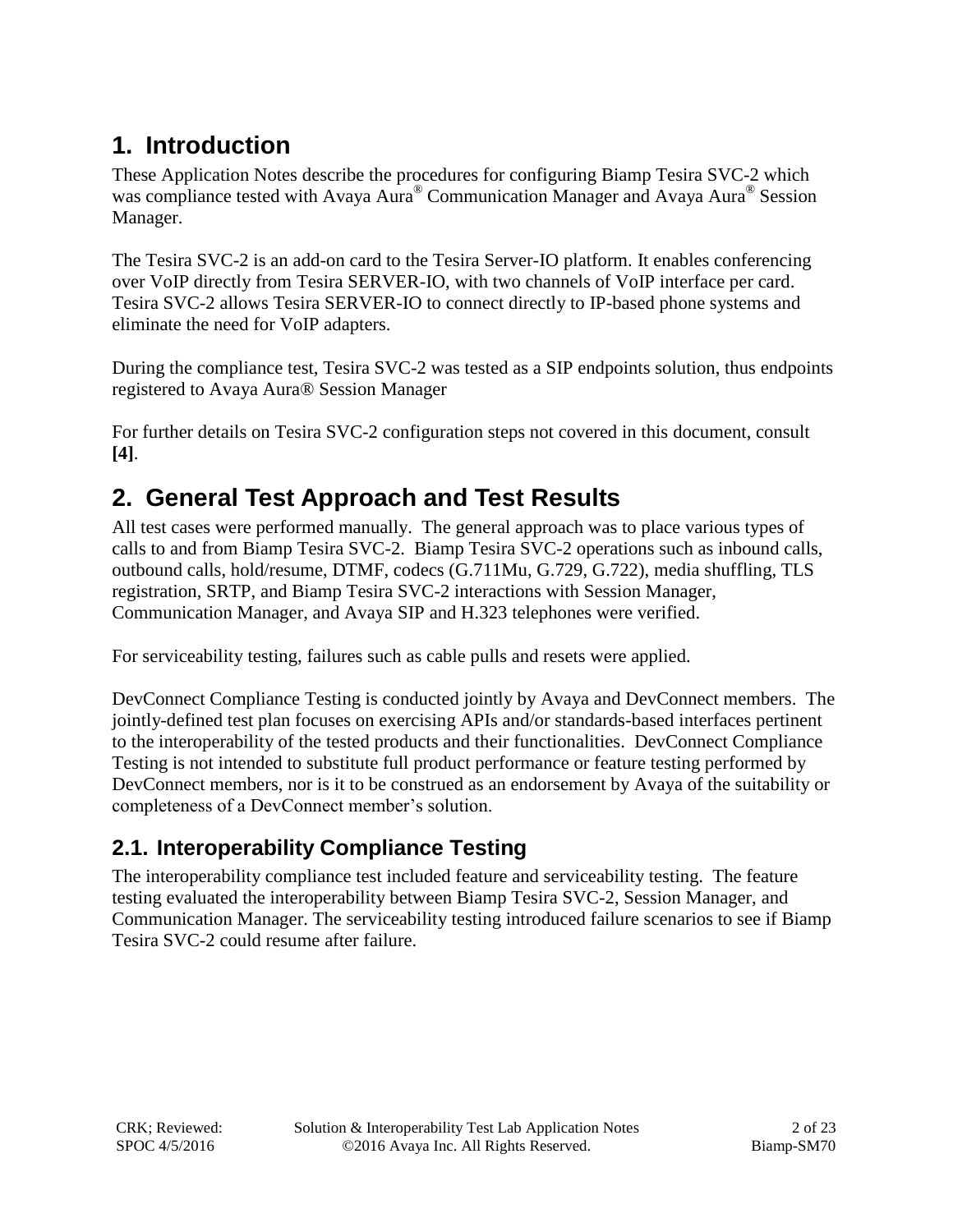# 1. Introduction

These Application Notes describe the procedures for configuring Biamp Tesira SVC-2 which was compliance tested with Avaya Aura® Communication Manager and Avaya Aura® Session Manager.

The Tesira SVC-2 is an add-on card to the Tesira Server-IO platform. It enables conferencing over VoIP directly from Tesira SERVER-IO, with two channels of VoIP interface per card. Tesira SVC-2 allows Tesira SERVER-IO to connect directly to IP-based phone systems and eliminate the need for VoIP adapters.

During the compliance test, Tesira SVC-2 was tested as a SIP endpoints solution, thus endpoints registered to Avaya Aura® Session Manager

For further details on Tesira SVC-2 configuration steps not covered in this document, consult **[4]**.

# 2. General Test Approach and Test Results

All test cases were performed manually. The general approach was to place various types of calls to and from Biamp Tesira SVC-2. Biamp Tesira SVC-2 operations such as inbound calls, outbound calls, hold/resume, DTMF, codecs (G.711Mu, G.729, G.722), media shuffling, TLS registration, SRTP, and Biamp Tesira SVC-2 interactions with Session Manager, Communication Manager, and Avaya SIP and H.323 telephones were verified.

For serviceability testing, failures such as cable pulls and resets were applied.

DevConnect Compliance Testing is conducted jointly by Avaya and DevConnect members. The jointly-defined test plan focuses on exercising APIs and/or standards-based interfaces pertinent to the interoperability of the tested products and their functionalities. DevConnect Compliance Testing is not intended to substitute full product performance or feature testing performed by DevConnect members, nor is it to be construed as an endorsement by Avaya of the suitability or completeness of a DevConnect member's solution.

## 2.1. Interoperability Compliance Testing

The interoperability compliance test included feature and serviceability testing. The feature testing evaluated the interoperability between Biamp Tesira SVC-2, Session Manager, and Communication Manager. The serviceability testing introduced failure scenarios to see if Biamp Tesira SVC-2 could resume after failure.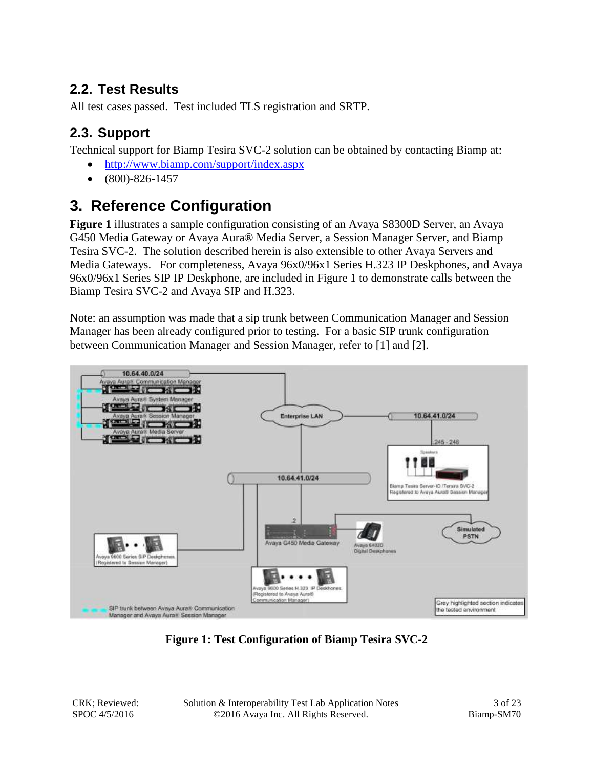## 2.2. Test Results

All test cases passed. Test included TLS registration and SRTP.

## 2.3. Support

Technical support for Biamp Tesira SVC-2 solution can be obtained by contacting Biamp at:

- http://www.biamp.com/support/index.aspx
- (800)-826-1457

# 3. Reference Configuration

**Figure 1** illustrates a sample configuration consisting of an Avaya S8300D Server, an Avaya G450 Media Gateway or Avaya Aura® Media Server, a Session Manager Server, and Biamp Tesira SVC-2. The solution described herein is also extensible to other Avaya Servers and Media Gateways. For completeness, Avaya 96x0/96x1 Series H.323 IP Deskphones, and Avaya 96x0/96x1 Series SIP IP Deskphone, are included in Figure 1 to demonstrate calls between the Biamp Tesira SVC-2 and Avaya SIP and H.323.

Note: an assumption was made that a sip trunk between Communication Manager and Session Manager has been already configured prior to testing. For a basic SIP trunk configuration between Communication Manager and Session Manager, refer to [1] and [2].

**Figure 1: Test Configuration of Biamp Tesira SVC-2**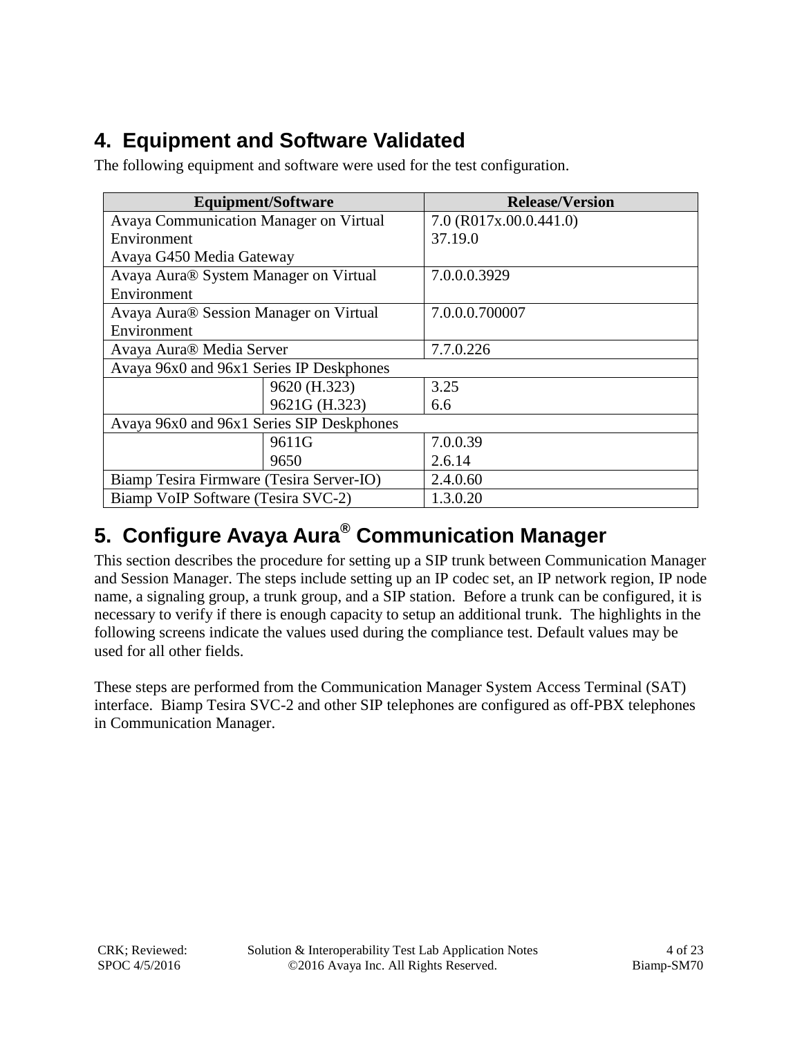## 4. Equipment and Software Validated

The following equipment and software were used for the test configuration.

| Equipment/Software | | Release/Version |
|---|---|---|
| Avaya Communication Manager on Virtual Environment<br>Avaya G450 Media Gateway | | 7.0 (R017x.00.0.441.0)<br>37.19.0 |
| Avaya Aura® System Manager on Virtual Environment | | 7.0.0.0.3929 |
| Avaya Aura® Session Manager on Virtual Environment | | 7.0.0.0.700007 |
| Avaya Aura® Media Server | | 7.7.0.226 |
| Avaya 96x0 and 96x1 Series IP Deskphones | | |
| | 9620 (H.323)<br>9621G (H.323) | 3.25<br>6.6 |
| Avaya 96x0 and 96x1 Series SIP Deskphones | | |
| | 9611G<br>9650 | 7.0.0.39<br>2.6.14 |
| Biamp Tesira Firmware (Tesira Server-IO) | | 2.4.0.60 |
| Biamp VoIP Software (Tesira SVC-2) | | 1.3.0.20 |

## 5. Configure Avaya Aura® Communication Manager

This section describes the procedure for setting up a SIP trunk between Communication Manager and Session Manager. The steps include setting up an IP codec set, an IP network region, IP node name, a signaling group, a trunk group, and a SIP station. Before a trunk can be configured, it is necessary to verify if there is enough capacity to setup an additional trunk. The highlights in the following screens indicate the values used during the compliance test. Default values may be used for all other fields.

These steps are performed from the Communication Manager System Access Terminal (SAT) interface. Biamp Tesira SVC-2 and other SIP telephones are configured as off-PBX telephones in Communication Manager.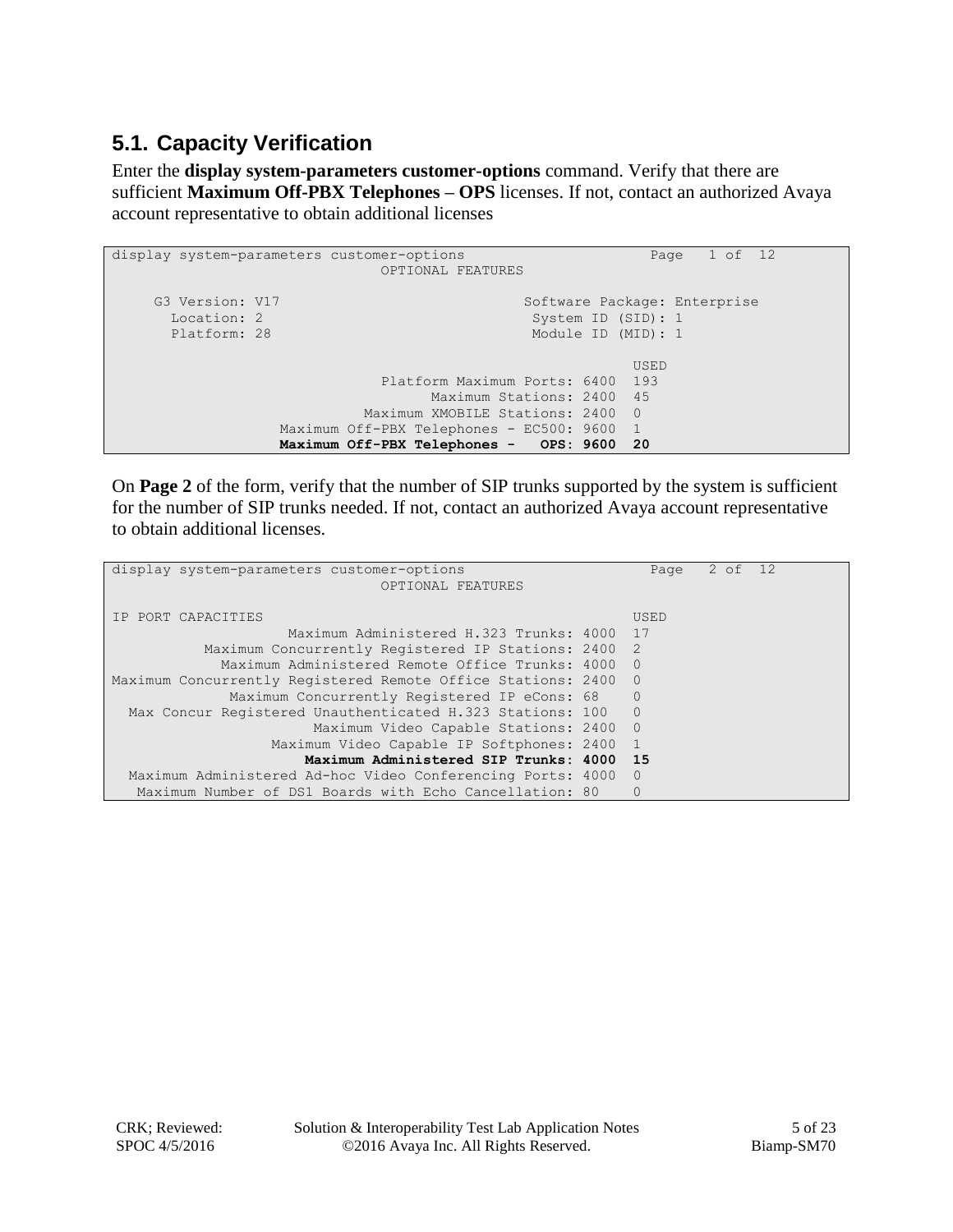## 5.1. Capacity Verification

Enter the **display system-parameters customer-options** command. Verify that there are sufficient **Maximum Off-PBX Telephones – OPS** licenses. If not, contact an authorized Avaya account representative to obtain additional licenses

```
display system-parameters customer-options                      Page   1 of  12
                                OPTIONAL FEATURES

     G3 Version: V17                             Software Package: Enterprise
       Location: 2                                System ID (SID): 1
       Platform: 28                               Module ID (MID): 1

                                                              USED
                                Platform Maximum Ports: 6400  193
                                      Maximum Stations: 2400  45
                              Maximum XMOBILE Stations: 2400  0
                    Maximum Off-PBX Telephones - EC500: 9600  1
                    Maximum Off-PBX Telephones -   OPS: 9600  20
```

On **Page 2** of the form, verify that the number of SIP trunks supported by the system is sufficient for the number of SIP trunks needed. If not, contact an authorized Avaya account representative to obtain additional licenses.

```
display system-parameters customer-options                      Page   2 of  12
                                OPTIONAL FEATURES

IP PORT CAPACITIES                                            USED
                     Maximum Administered H.323 Trunks: 4000  17
           Maximum Concurrently Registered IP Stations: 2400  2
             Maximum Administered Remote Office Trunks: 4000  0
Maximum Concurrently Registered Remote Office Stations: 2400  0
              Maximum Concurrently Registered IP eCons: 68    0
  Max Concur Registered Unauthenticated H.323 Stations: 100   0
                        Maximum Video Capable Stations: 2400  0
                   Maximum Video Capable IP Softphones: 2400  1
                       Maximum Administered SIP Trunks: 4000  15
  Maximum Administered Ad-hoc Video Conferencing Ports: 4000  0
   Maximum Number of DS1 Boards with Echo Cancellation: 80    0
```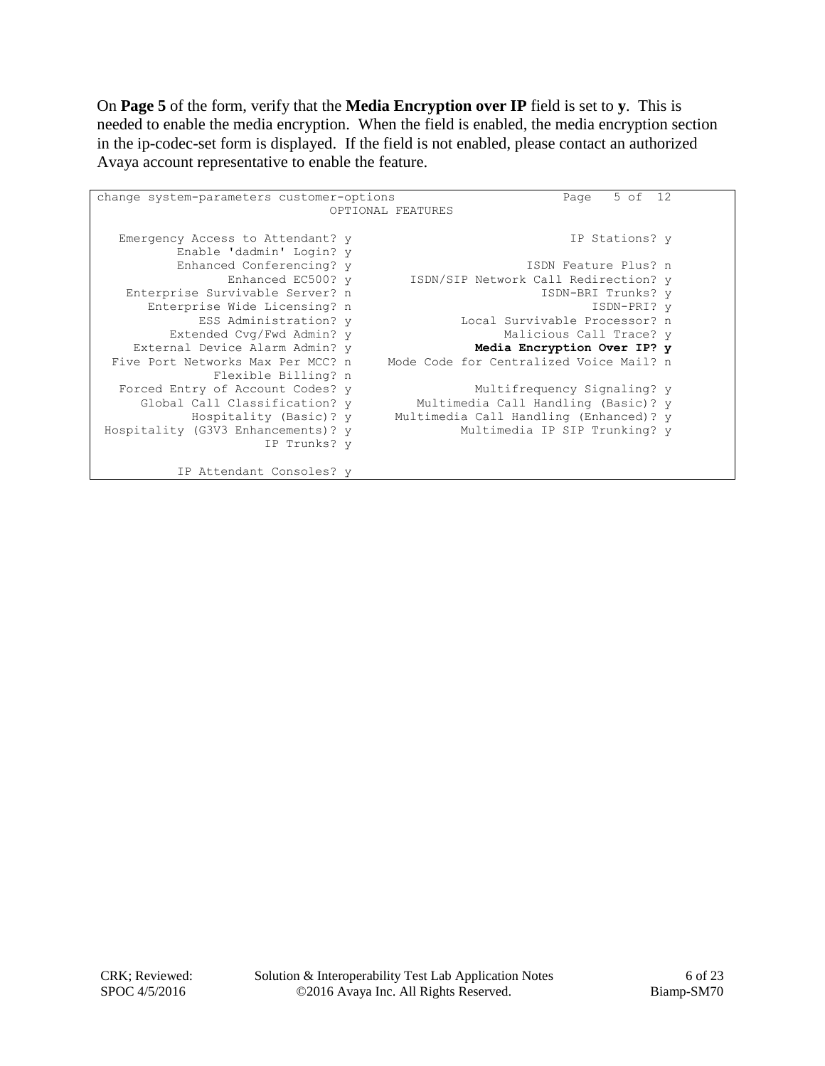On **Page 5** of the form, verify that the **Media Encryption over IP** field is set to **y**. This is needed to enable the media encryption. When the field is enabled, the media encryption section in the ip-codec-set form is displayed. If the field is not enabled, please contact an authorized Avaya account representative to enable the feature.

```
change system-parameters customer-options                       Page   5 of  12
                                OPTIONAL FEATURES

   Emergency Access to Attendant? y                              IP Stations? y
           Enable 'dadmin' Login? y
           Enhanced Conferencing? y                       ISDN Feature Plus? n
                  Enhanced EC500? y       ISDN/SIP Network Call Redirection? y
    Enterprise Survivable Server? n                         ISDN-BRI Trunks? y
       Enterprise Wide Licensing? n                                ISDN-PRI? y
              ESS Administration? y              Local Survivable Processor? n
          Extended Cvg/Fwd Admin? y                     Malicious Call Trace? y
     External Device Alarm Admin? y                 Media Encryption Over IP? y
  Five Port Networks Max Per MCC? n     Mode Code for Centralized Voice Mail? n
                Flexible Billing? n
   Forced Entry of Account Codes? y                 Multifrequency Signaling? y
      Global Call Classification? y        Multimedia Call Handling (Basic)? y
             Hospitality (Basic)? y     Multimedia Call Handling (Enhanced)? y
 Hospitality (G3V3 Enhancements)? y              Multimedia IP SIP Trunking? y
                       IP Trunks? y

           IP Attendant Consoles? y
```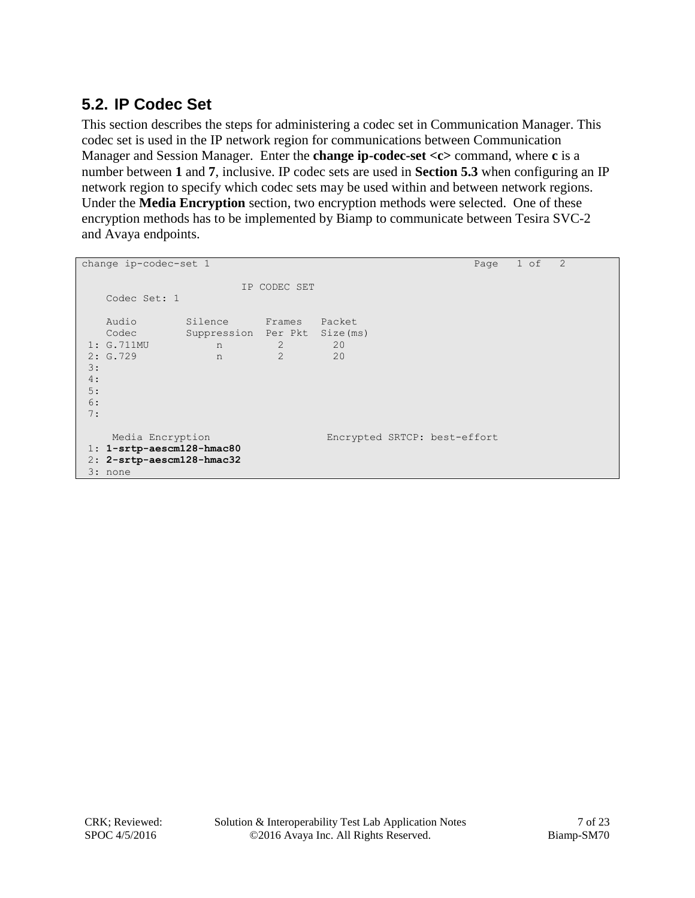## 5.2. IP Codec Set

This section describes the steps for administering a codec set in Communication Manager. This codec set is used in the IP network region for communications between Communication Manager and Session Manager. Enter the **change ip-codec-set <c>** command, where **c** is a number between **1** and **7**, inclusive. IP codec sets are used in **Section 5.3** when configuring an IP network region to specify which codec sets may be used within and between network regions. Under the **Media Encryption** section, two encryption methods were selected. One of these encryption methods has to be implemented by Biamp to communicate between Tesira SVC-2 and Avaya endpoints.

```
change ip-codec-set 1                                            Page   1 of   2

                          IP CODEC SET
    Codec Set: 1

    Audio        Silence      Frames   Packet
    Codec        Suppression  Per Pkt  Size(ms)
 1: G.711MU           n         2        20
 2: G.729             n         2        20
 3:
 4:
 5:
 6:
 7:

     Media Encryption                   Encrypted SRTCP: best-effort
 1: 1-srtp-aescm128-hmac80
 2: 2-srtp-aescm128-hmac32
 3: none
```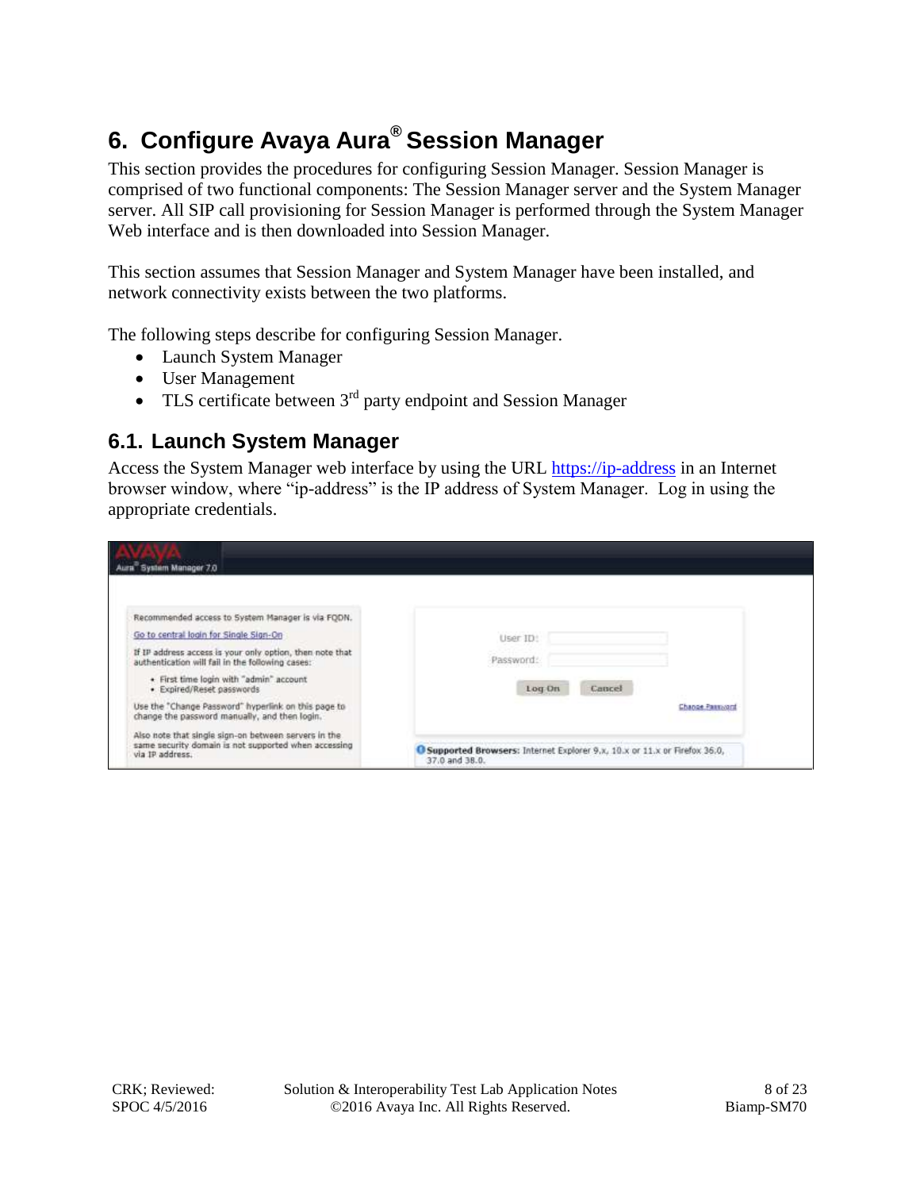# 6. Configure Avaya Aura® Session Manager

This section provides the procedures for configuring Session Manager. Session Manager is comprised of two functional components: The Session Manager server and the System Manager server. All SIP call provisioning for Session Manager is performed through the System Manager Web interface and is then downloaded into Session Manager.

This section assumes that Session Manager and System Manager have been installed, and network connectivity exists between the two platforms.

The following steps describe for configuring Session Manager.

- Launch System Manager
- User Management
- TLS certificate between 3rd party endpoint and Session Manager

## 6.1. Launch System Manager

Access the System Manager web interface by using the URL https://ip-address in an Internet browser window, where "ip-address" is the IP address of System Manager. Log in using the appropriate credentials.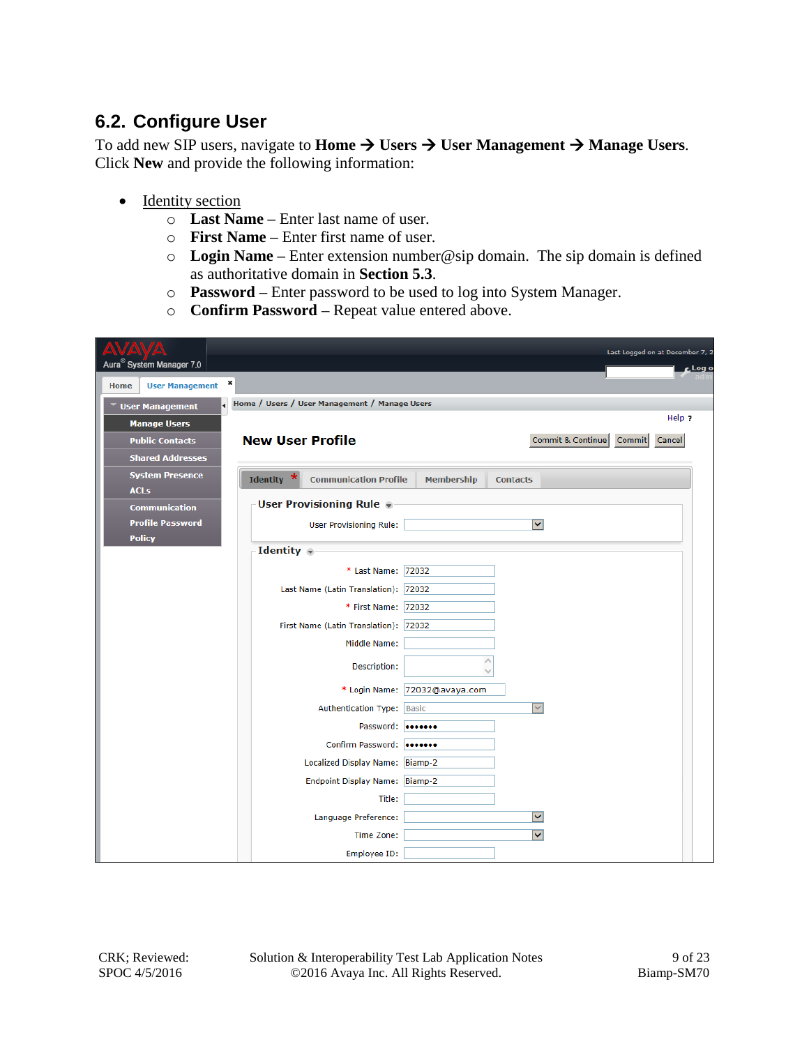## 6.2. Configure User

To add new SIP users, navigate to **Home → Users → User Management → Manage Users**. Click **New** and provide the following information:

- Identity section
  - **Last Name** – Enter last name of user.
  - **First Name** – Enter first name of user.
  - **Login Name** – Enter extension number@sip domain. The sip domain is defined as authoritative domain in **Section 5.3**.
  - **Password** – Enter password to be used to log into System Manager.
  - **Confirm Password** – Repeat value entered above.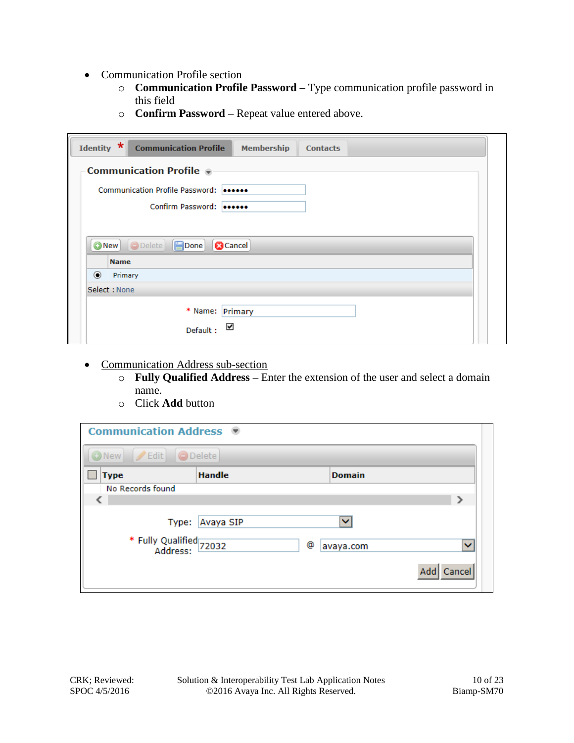- Communication Profile section
  - **Communication Profile Password** – Type communication profile password in this field
  - **Confirm Password** – Repeat value entered above.

- Communication Address sub-section
  - **Fully Qualified Address** – Enter the extension of the user and select a domain name.
  - Click **Add** button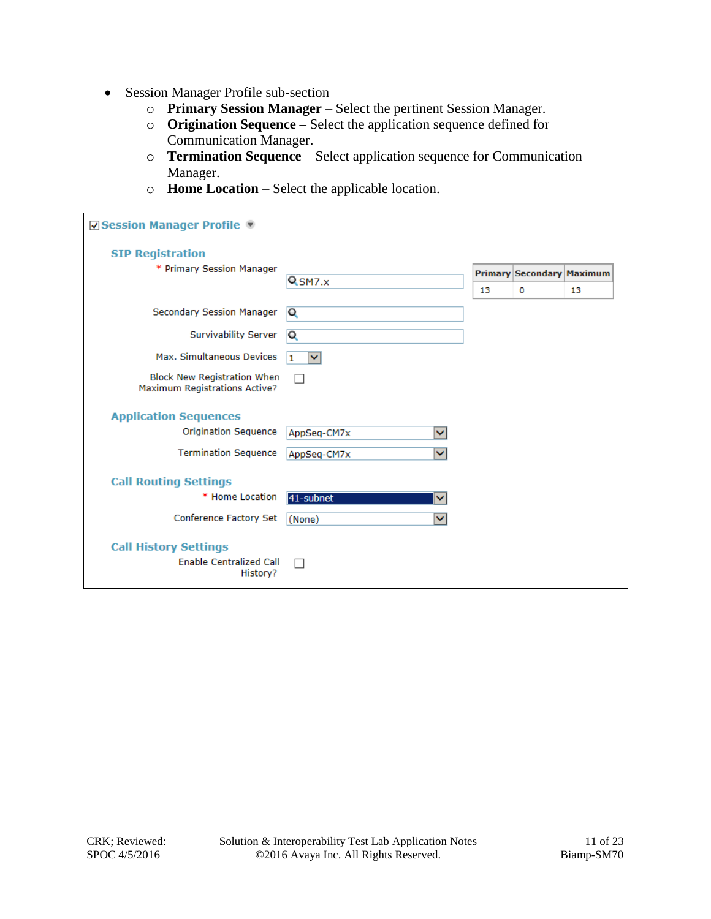- Session Manager Profile sub-section
  - **Primary Session Manager** – Select the pertinent Session Manager.
  - **Origination Sequence –** Select the application sequence defined for Communication Manager.
  - **Termination Sequence** – Select application sequence for Communication Manager.
  - **Home Location** – Select the applicable location.

☑ **Session Manager Profile**

**SIP Registration**

\* Primary Session Manager: SM7.x

| Primary | Secondary | Maximum |
|---|---|---|
| 13 | 0 | 13 |

Secondary Session Manager:

Survivability Server:

Max. Simultaneous Devices: 1

Block New Registration When Maximum Registrations Active? ☐

**Application Sequences**

Origination Sequence: AppSeq-CM7x

Termination Sequence: AppSeq-CM7x

**Call Routing Settings**

\* Home Location: 41-subnet

Conference Factory Set: (None)

**Call History Settings**

Enable Centralized Call History? ☐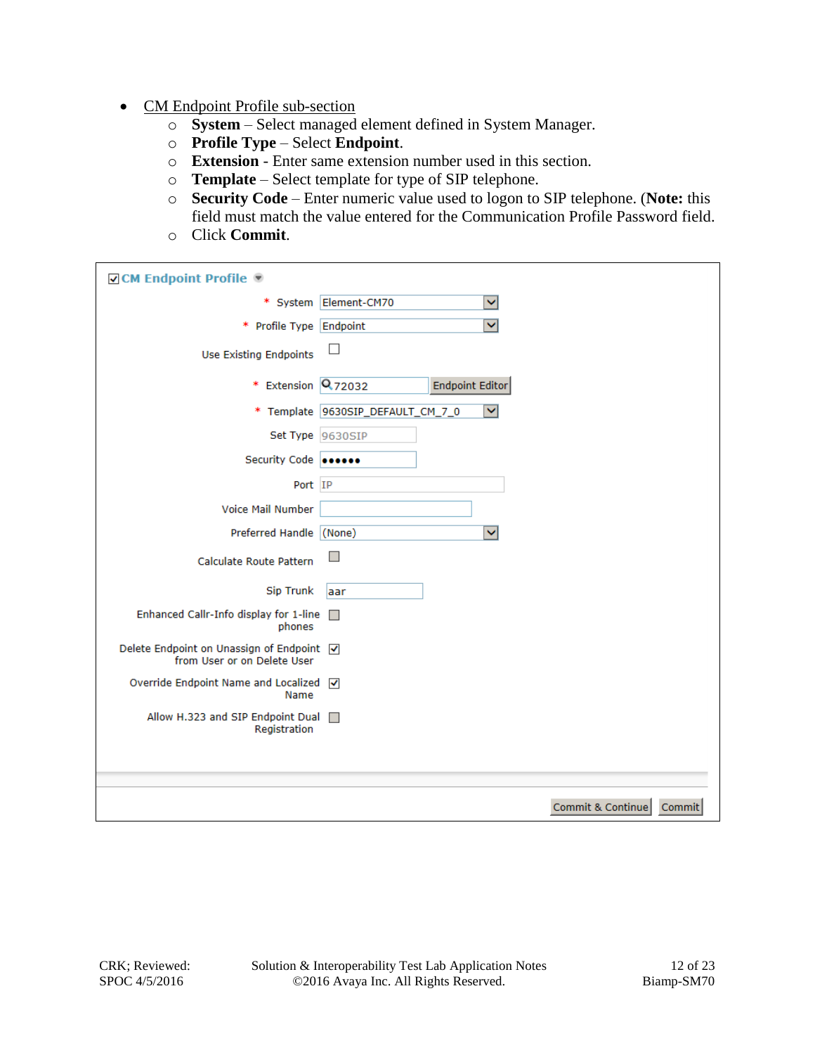- <u>CM Endpoint Profile sub-section</u>
  - **System** – Select managed element defined in System Manager.
  - **Profile Type** – Select **Endpoint**.
  - **Extension** - Enter same extension number used in this section.
  - **Template** – Select template for type of SIP telephone.
  - **Security Code** – Enter numeric value used to logon to SIP telephone. (**Note:** this field must match the value entered for the Communication Profile Password field.
  - Click **Commit**.

☑ **CM Endpoint Profile**

| Field | Value |
|---|---|
| * System | Element-CM70 |
| * Profile Type | Endpoint |
| Use Existing Endpoints | ☐ |
| * Extension | 72032 [Endpoint Editor] |
| * Template | 9630SIP_DEFAULT_CM_7_0 |
| Set Type | 9630SIP |
| Security Code | •••••• |
| Port | IP |
| Voice Mail Number | |
| Preferred Handle | (None) |
| Calculate Route Pattern | ☐ |
| Sip Trunk | aar |
| Enhanced Callr-Info display for 1-line phones | ☐ |
| Delete Endpoint on Unassign of Endpoint from User or on Delete User | ☑ |
| Override Endpoint Name and Localized Name | ☑ |
| Allow H.323 and SIP Endpoint Dual Registration | ☐ |

[Commit & Continue] [Commit]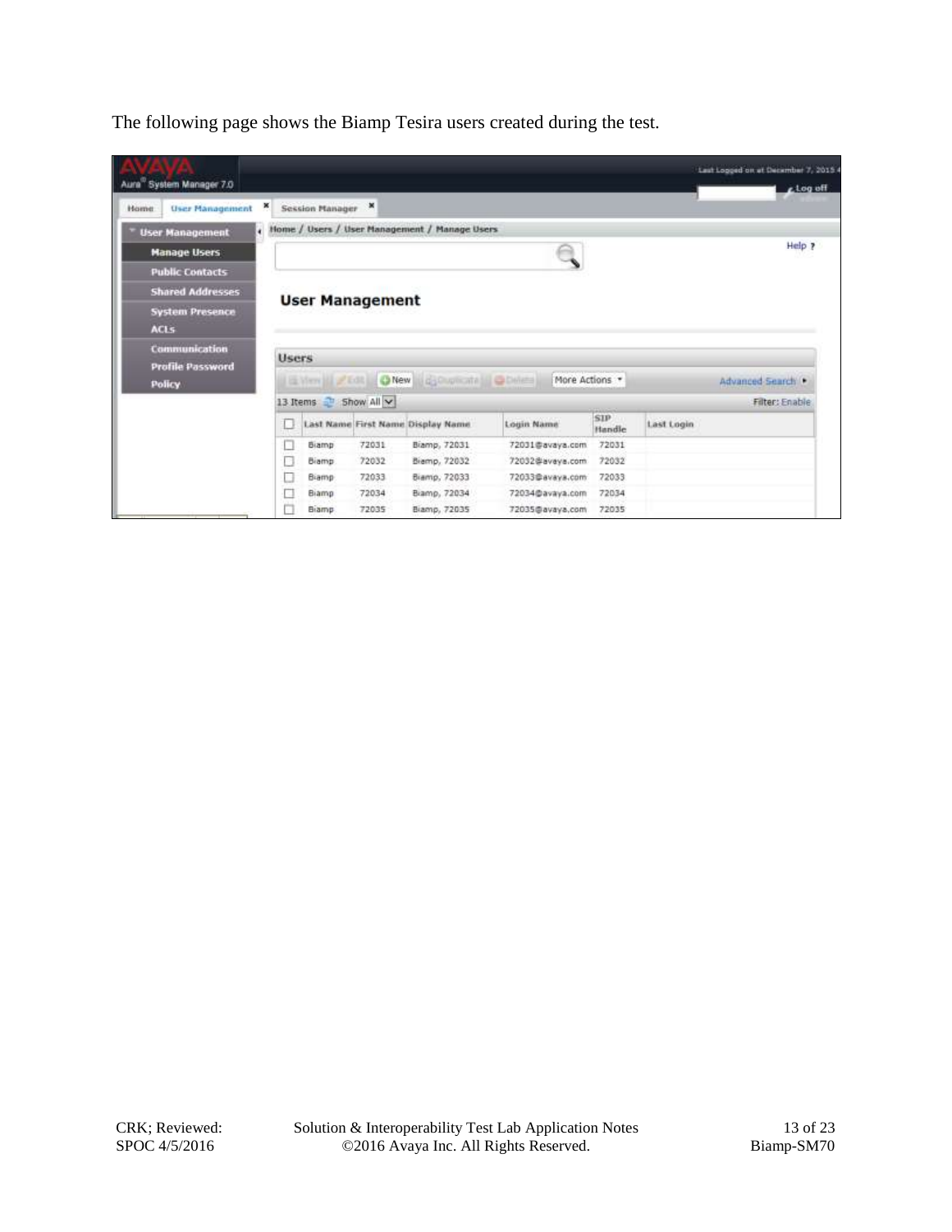The following page shows the Biamp Tesira users created during the test.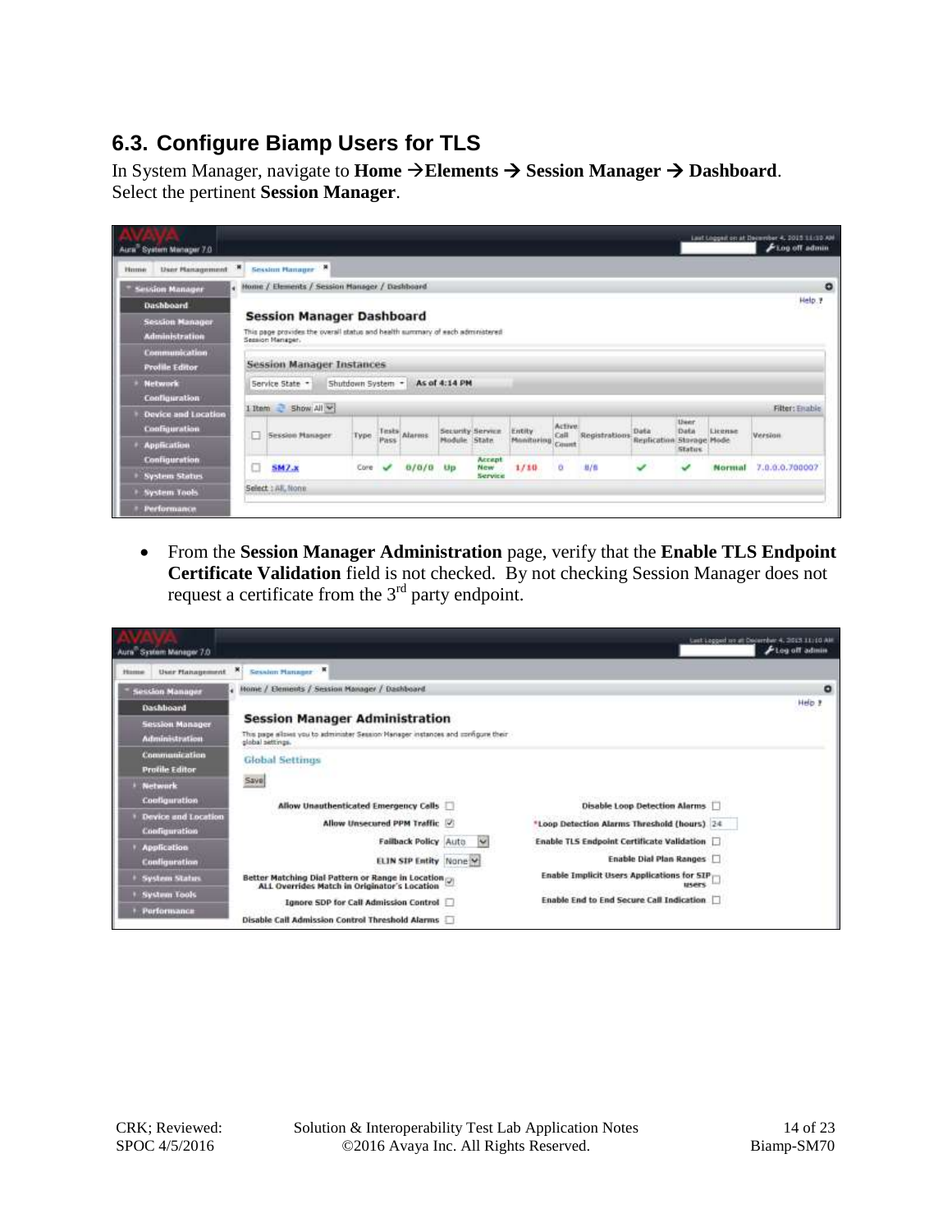## 6.3. Configure Biamp Users for TLS

In System Manager, navigate to **Home → Elements → Session Manager → Dashboard**. Select the pertinent **Session Manager**.

- From the **Session Manager Administration** page, verify that the **Enable TLS Endpoint Certificate Validation** field is not checked. By not checking Session Manager does not request a certificate from the 3rd party endpoint.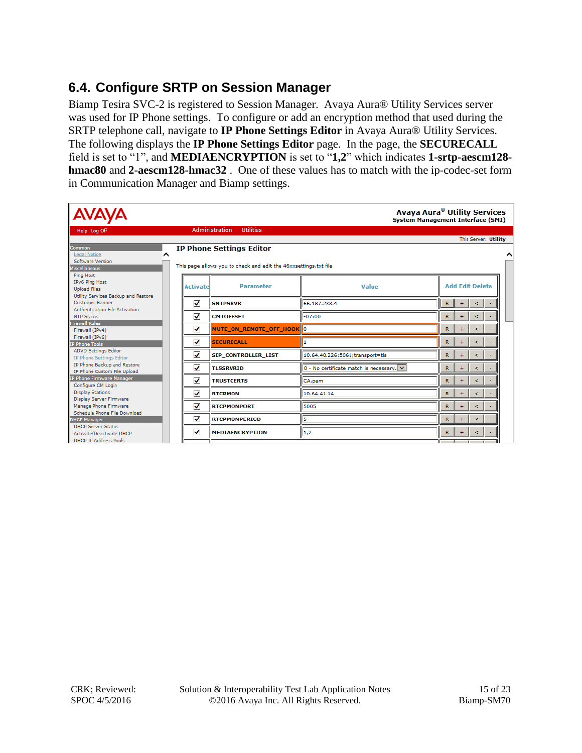## 6.4. Configure SRTP on Session Manager

Biamp Tesira SVC-2 is registered to Session Manager. Avaya Aura® Utility Services server was used for IP Phone settings. To configure or add an encryption method that used during the SRTP telephone call, navigate to **IP Phone Settings Editor** in Avaya Aura® Utility Services. The following displays the **IP Phone Settings Editor** page. In the page, the **SECURECALL** field is set to "1", and **MEDIAENCRYPTION** is set to "**1,2**" which indicates **1-srtp-aescm128-hmac80** and **2-aescm128-hmac32** . One of these values has to match with the ip-codec-set form in Communication Manager and Biamp settings.

AVAYA — Avaya Aura® Utility Services — System Management Interface (SMI)

Help Log Off | Administration | Utilities | This Server: Utility

**Common:** Legal Notice, Software Version
**Miscellaneous:** Ping Host, IPv6 Ping Host, Upload Files, Utility Services Backup and Restore, Customer Banner, Authentication File Activation, NTP Status
**Firewall Rules:** Firewall (IPv4), Firewall (IPv6)
**IP Phone Tools:** ADVD Settings Editor, IP Phone Settings Editor, IP Phone Backup and Restore, IP Phone Custom File Upload
**IP Phone Firmware Manager:** Configure CM Login, Display Stations, Display Server Firmware, Manage Phone Firmware, Schedule Phone File Download
**DHCP Manager:** DHCP Server Status, Activate/Deactivate DHCP, DHCP IP Address Pools

**IP Phone Settings Editor**

This page allows you to check and edit the 46xxsettings.txt file

| Activate | Parameter | Value | Add Edit Delete |
|---|---|---|---|
| ☑ | SNTPSRVR | 66.187.233.4 | R + < - |
| ☑ | GMTOFFSET | -07:00 | R + < - |
| ☑ | MUTE_ON_REMOTE_OFF_HOOK | 0 | R + < - |
| ☑ | SECURECALL | 1 | R + < - |
| ☑ | SIP_CONTROLLER_LIST | 10.64.40.226:5061;transport=tls | R + < - |
| ☑ | TLSSRVRID | 0 - No certificate match is necessary. | R + < - |
| ☑ | TRUSTCERTS | CA.pem | R + < - |
| ☑ | RTCPMON | 10.64.41.14 | R + < - |
| ☑ | RTCPMONPORT | 5005 | R + < - |
| ☑ | RTCPMONPERIOD | 5 | R + < - |
| ☑ | MEDIAENCRYPTION | 1,2 | R + < - |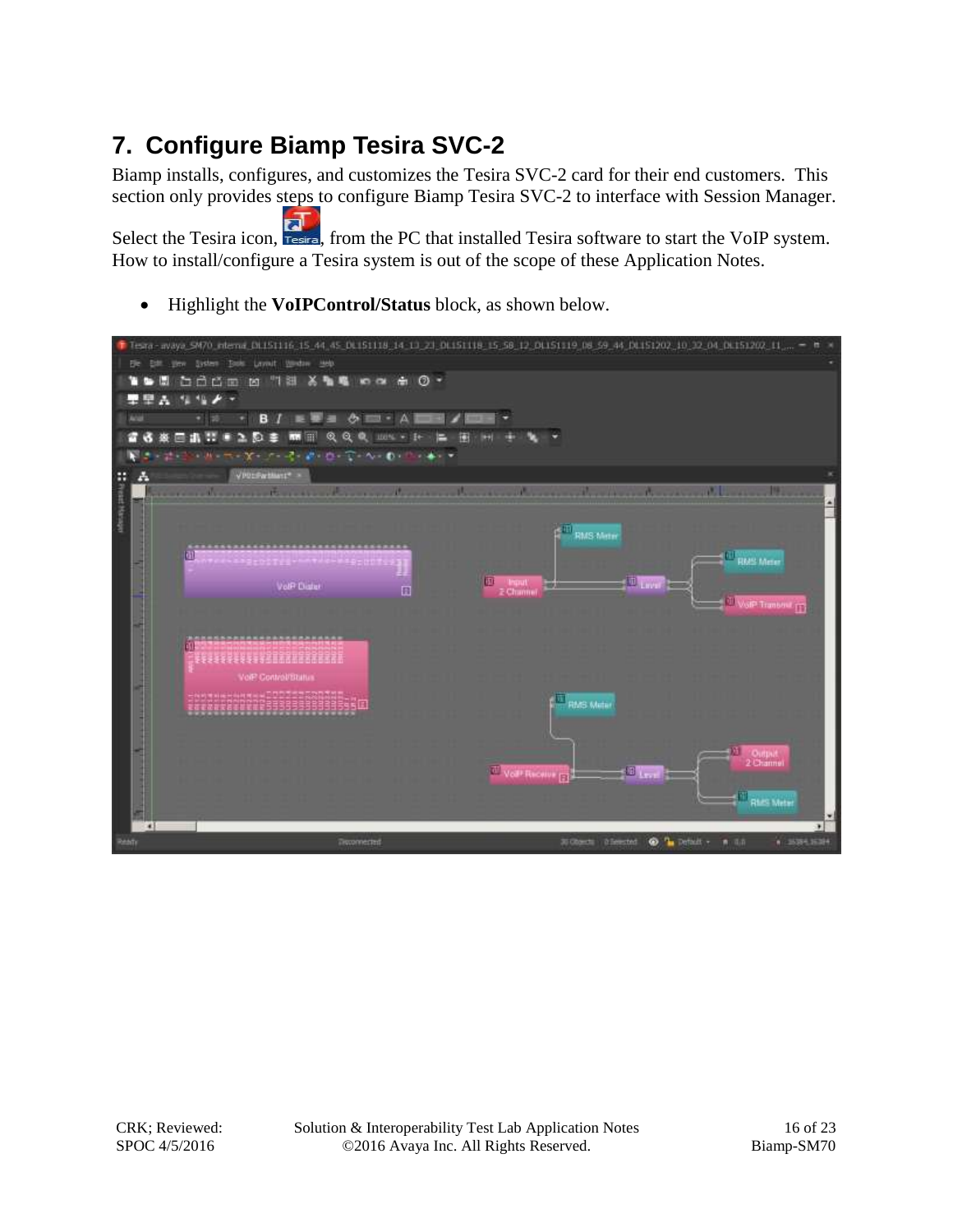# 7. Configure Biamp Tesira SVC-2

Biamp installs, configures, and customizes the Tesira SVC-2 card for their end customers. This section only provides steps to configure Biamp Tesira SVC-2 to interface with Session Manager.

Select the Tesira icon, , from the PC that installed Tesira software to start the VoIP system. How to install/configure a Tesira system is out of the scope of these Application Notes.

- Highlight the **VoIPControl/Status** block, as shown below.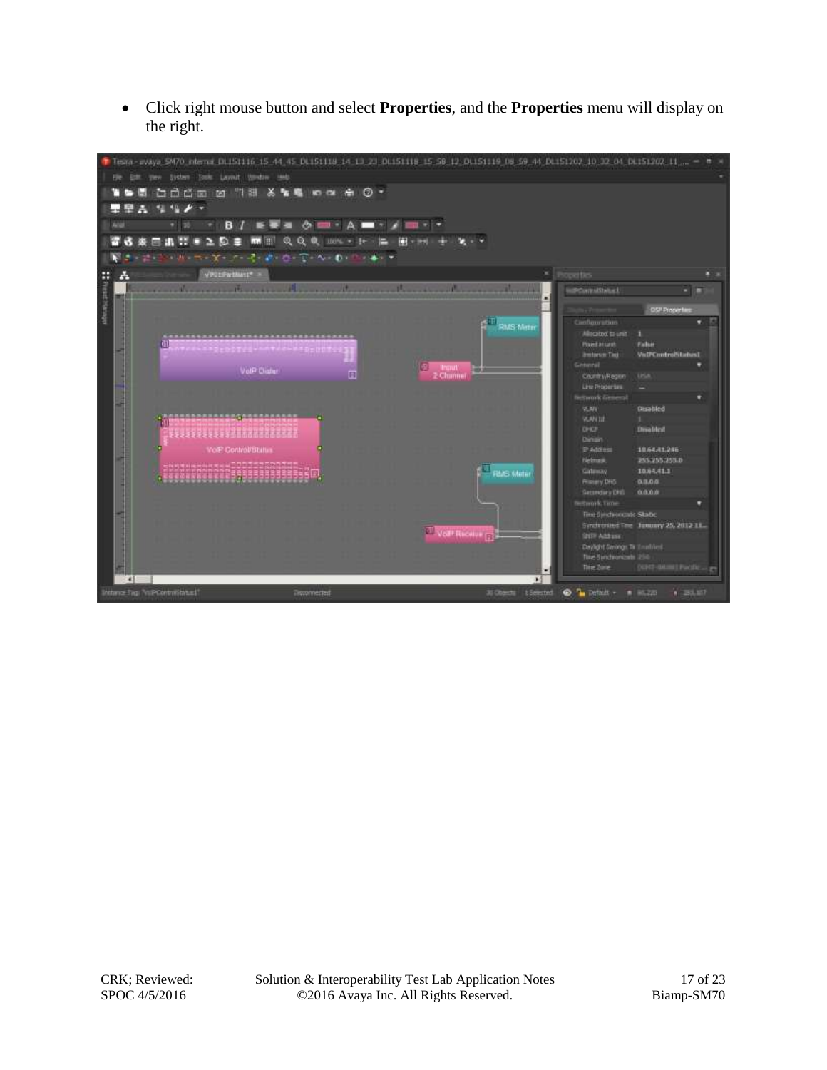- Click right mouse button and select **Properties**, and the **Properties** menu will display on the right.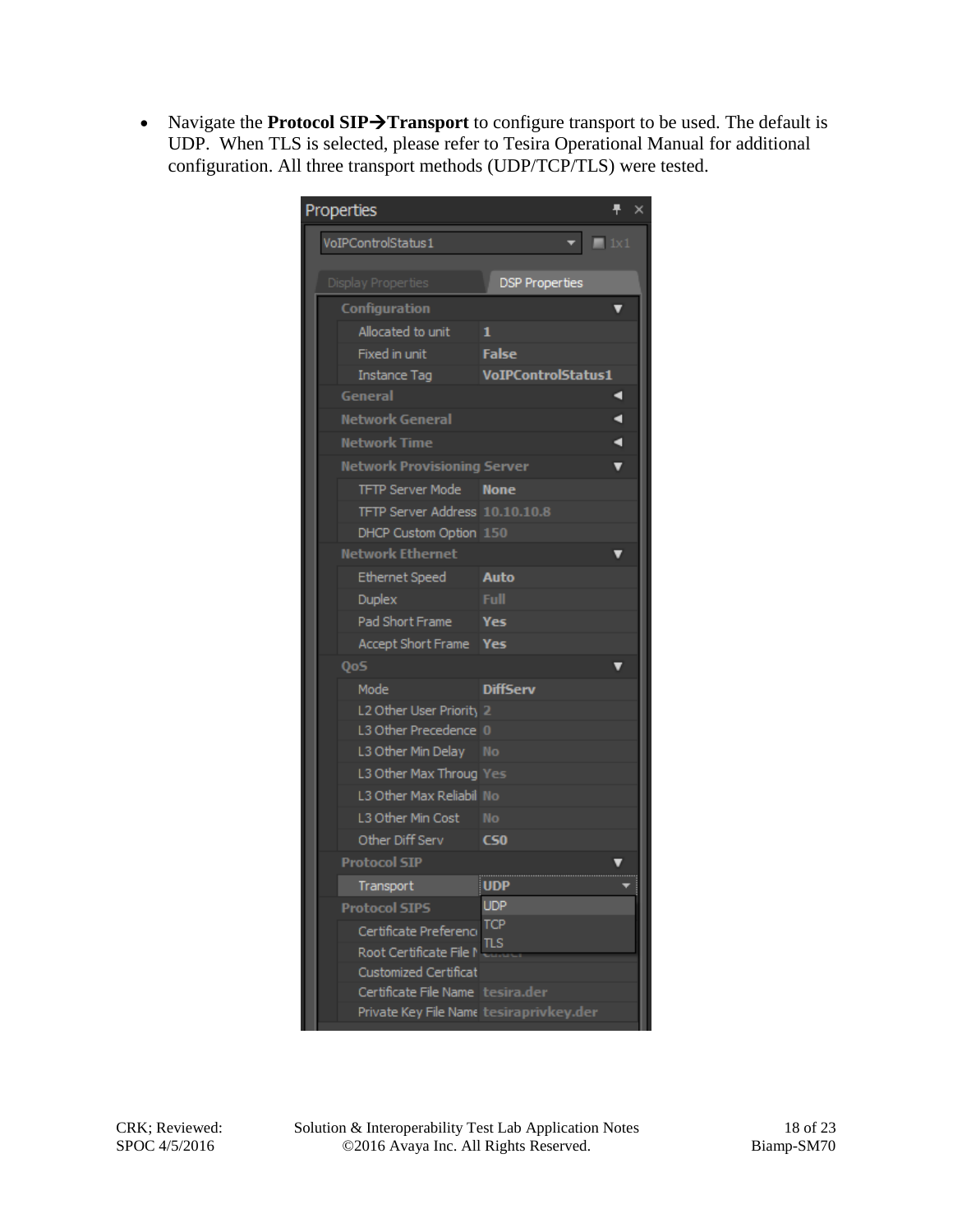- Navigate the **Protocol SIP→Transport** to configure transport to be used. The default is UDP. When TLS is selected, please refer to Tesira Operational Manual for additional configuration. All three transport methods (UDP/TCP/TLS) were tested.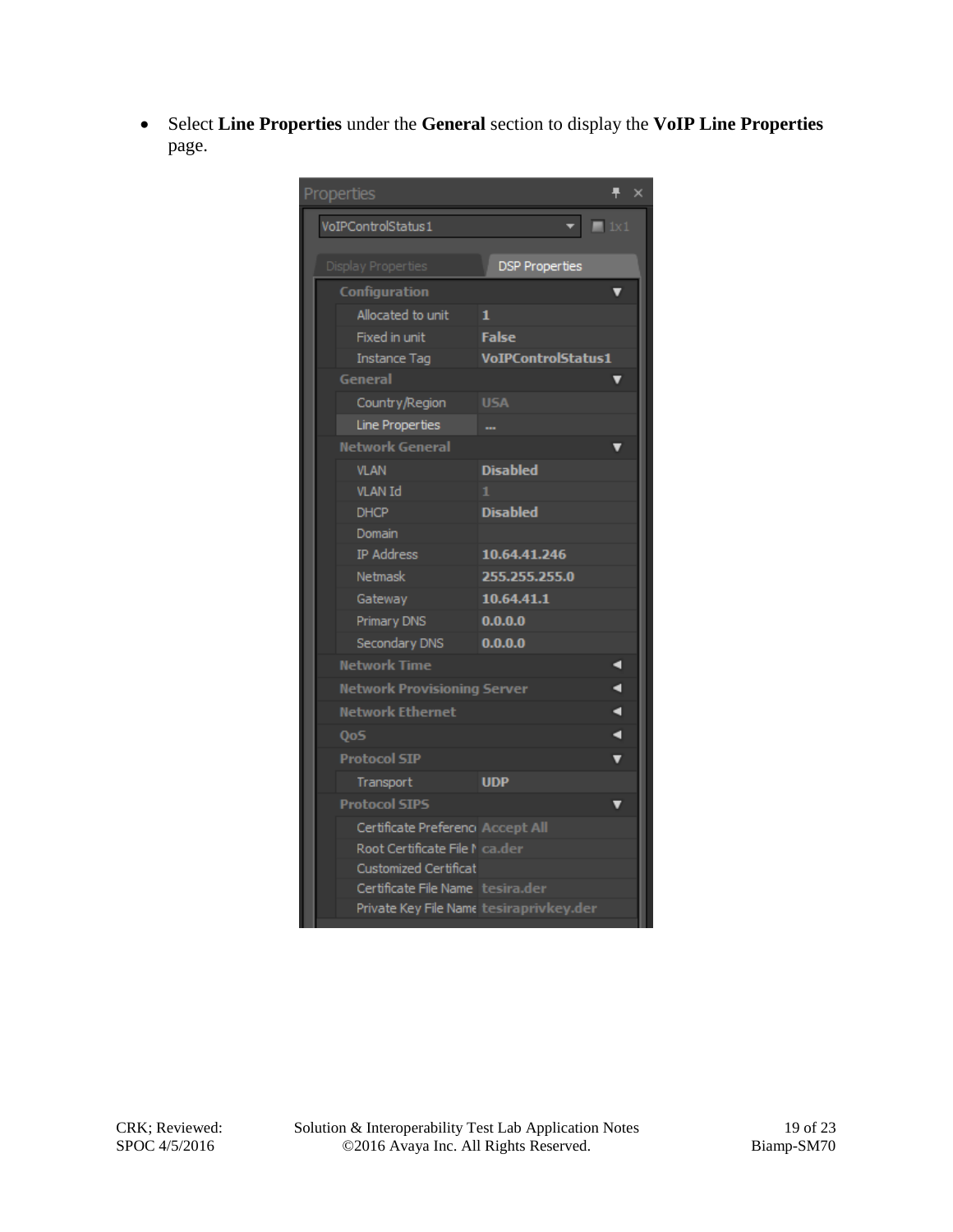- Select **Line Properties** under the **General** section to display the **VoIP Line Properties** page.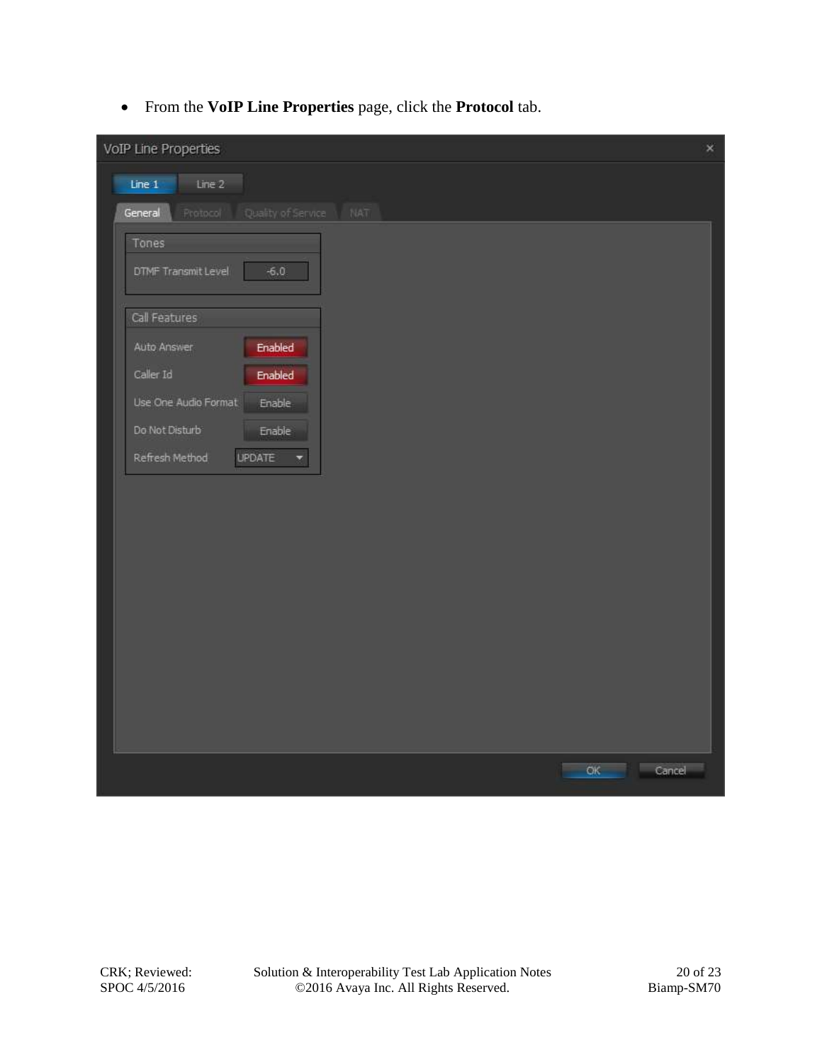- From the **VoIP Line Properties** page, click the **Protocol** tab.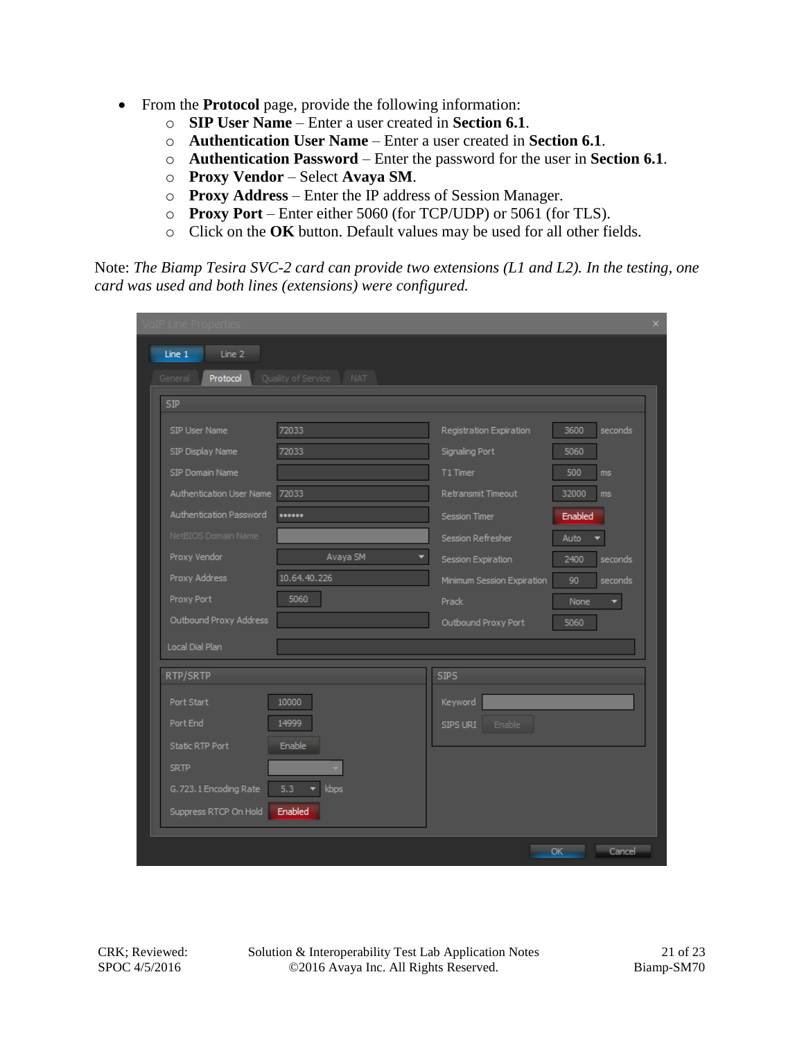- From the **Protocol** page, provide the following information:
  - **SIP User Name** – Enter a user created in **Section 6.1**.
  - **Authentication User Name** – Enter a user created in **Section 6.1**.
  - **Authentication Password** – Enter the password for the user in **Section 6.1**.
  - **Proxy Vendor** – Select **Avaya SM**.
  - **Proxy Address** – Enter the IP address of Session Manager.
  - **Proxy Port** – Enter either 5060 (for TCP/UDP) or 5061 (for TLS).
  - Click on the **OK** button. Default values may be used for all other fields.

Note: *The Biamp Tesira SVC-2 card can provide two extensions (L1 and L2). In the testing, one card was used and both lines (extensions) were configured.*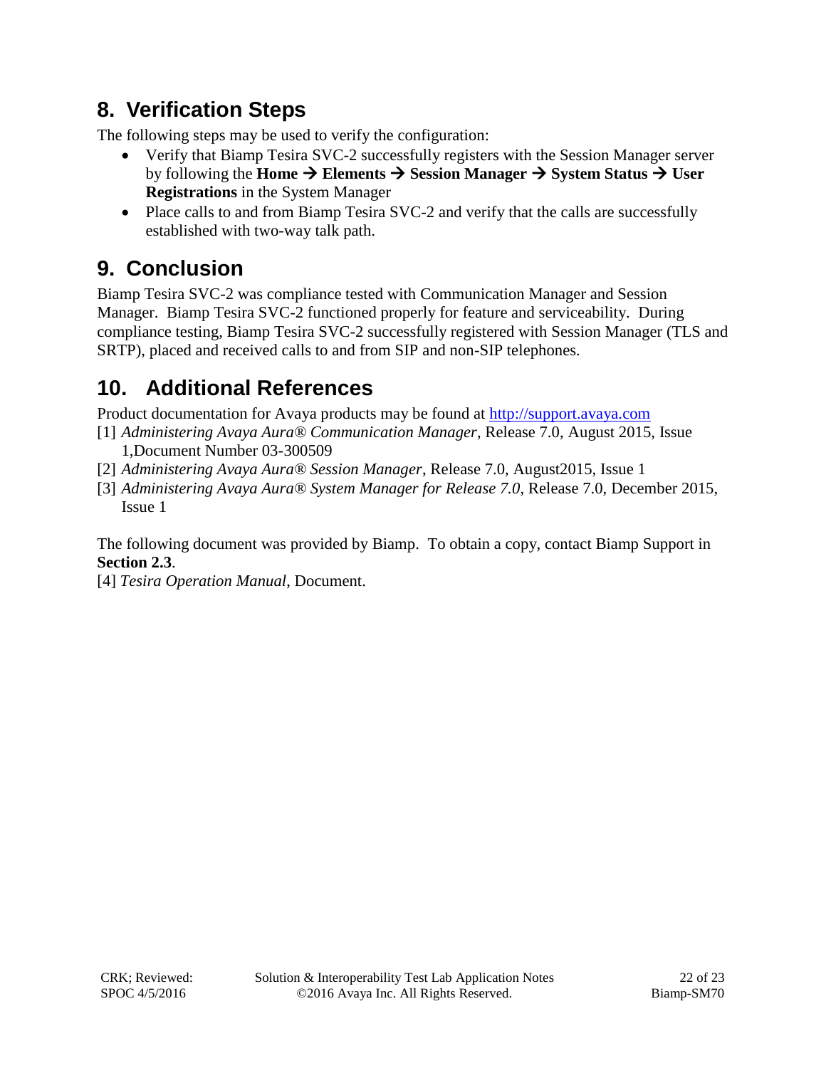# 8. Verification Steps

The following steps may be used to verify the configuration:

- Verify that Biamp Tesira SVC-2 successfully registers with the Session Manager server by following the **Home → Elements → Session Manager → System Status → User Registrations** in the System Manager
- Place calls to and from Biamp Tesira SVC-2 and verify that the calls are successfully established with two-way talk path.

# 9. Conclusion

Biamp Tesira SVC-2 was compliance tested with Communication Manager and Session Manager. Biamp Tesira SVC-2 functioned properly for feature and serviceability. During compliance testing, Biamp Tesira SVC-2 successfully registered with Session Manager (TLS and SRTP), placed and received calls to and from SIP and non-SIP telephones.

# 10. Additional References

Product documentation for Avaya products may be found at http://support.avaya.com

[1] *Administering Avaya Aura® Communication Manager*, Release 7.0, August 2015, Issue 1,Document Number 03-300509

[2] *Administering Avaya Aura® Session Manager*, Release 7.0, August2015, Issue 1

[3] *Administering Avaya Aura® System Manager for Release 7.0*, Release 7.0, December 2015, Issue 1

The following document was provided by Biamp. To obtain a copy, contact Biamp Support in **Section 2.3**.

[4] *Tesira Operation Manual*, Document.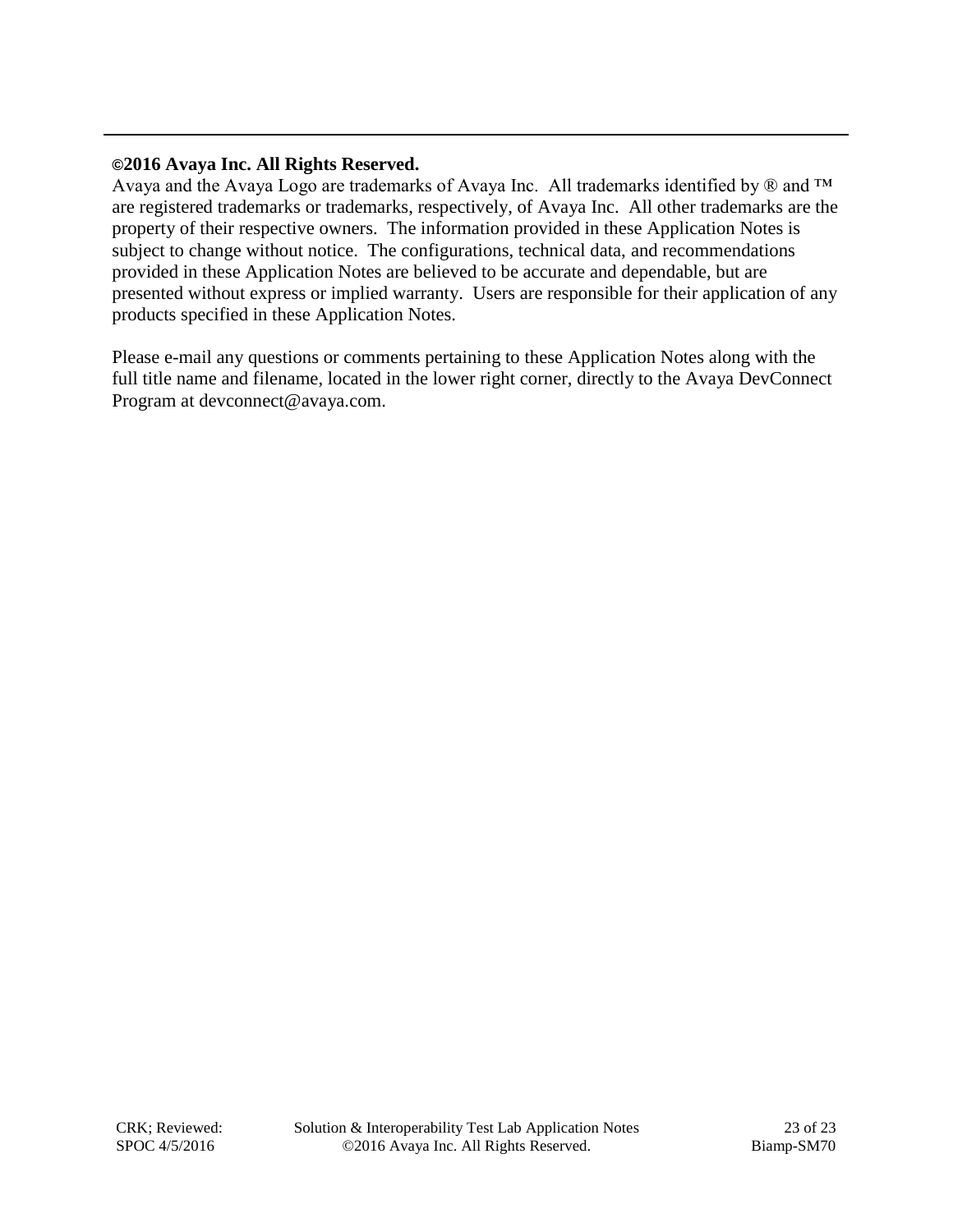**©2016 Avaya Inc. All Rights Reserved.**

Avaya and the Avaya Logo are trademarks of Avaya Inc. All trademarks identified by ® and ™ are registered trademarks or trademarks, respectively, of Avaya Inc. All other trademarks are the property of their respective owners. The information provided in these Application Notes is subject to change without notice. The configurations, technical data, and recommendations provided in these Application Notes are believed to be accurate and dependable, but are presented without express or implied warranty. Users are responsible for their application of any products specified in these Application Notes.

Please e-mail any questions or comments pertaining to these Application Notes along with the full title name and filename, located in the lower right corner, directly to the Avaya DevConnect Program at devconnect@avaya.com.